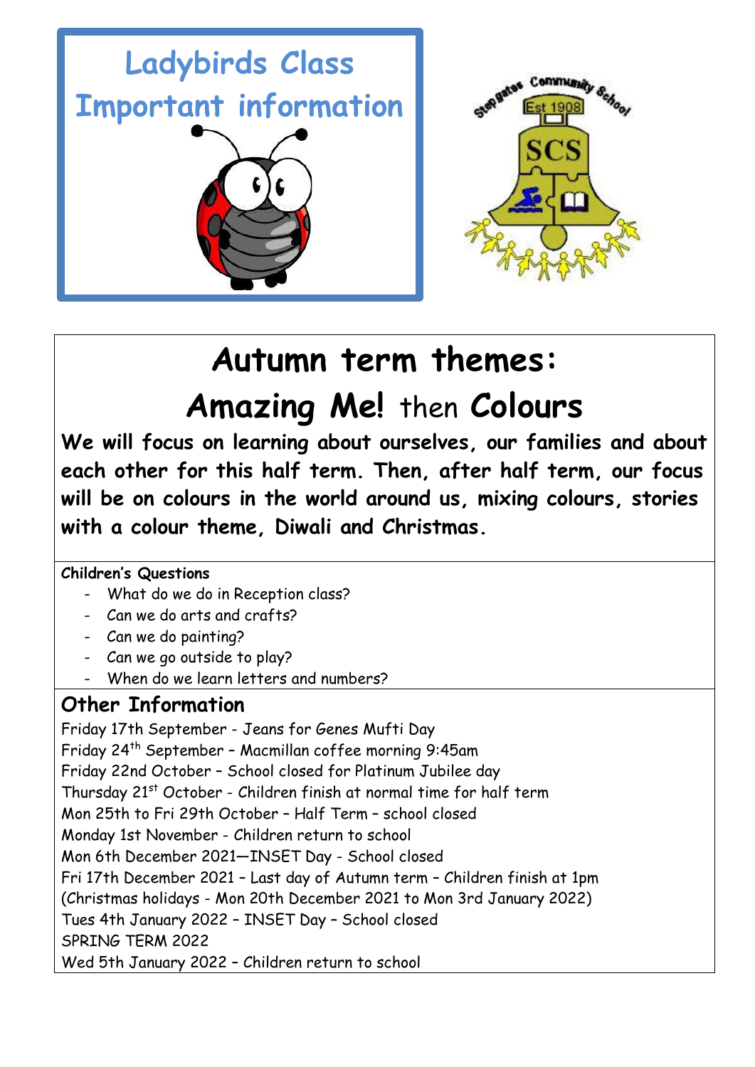# Ladybirds Class Important information

Step gates Community School
Est 1908
SCS

# Autumn term themes:
## Amazing Me! then Colours

**We will focus on learning about ourselves, our families and about each other for this half term. Then, after half term, our focus will be on colours in the world around us, mixing colours, stories with a colour theme, Diwali and Christmas.**

**Children's Questions**

- What do we do in Reception class?
- Can we do arts and crafts?
- Can we do painting?
- Can we go outside to play?
- When do we learn letters and numbers?

## Other Information

Friday 17th September - Jeans for Genes Mufti Day
Friday 24th September – Macmillan coffee morning 9:45am
Friday 22nd October – School closed for Platinum Jubilee day
Thursday 21st October - Children finish at normal time for half term
Mon 25th to Fri 29th October – Half Term – school closed
Monday 1st November - Children return to school
Mon 6th December 2021—INSET Day - School closed
Fri 17th December 2021 – Last day of Autumn term – Children finish at 1pm
(Christmas holidays - Mon 20th December 2021 to Mon 3rd January 2022)
Tues 4th January 2022 – INSET Day – School closed
SPRING TERM 2022
Wed 5th January 2022 – Children return to school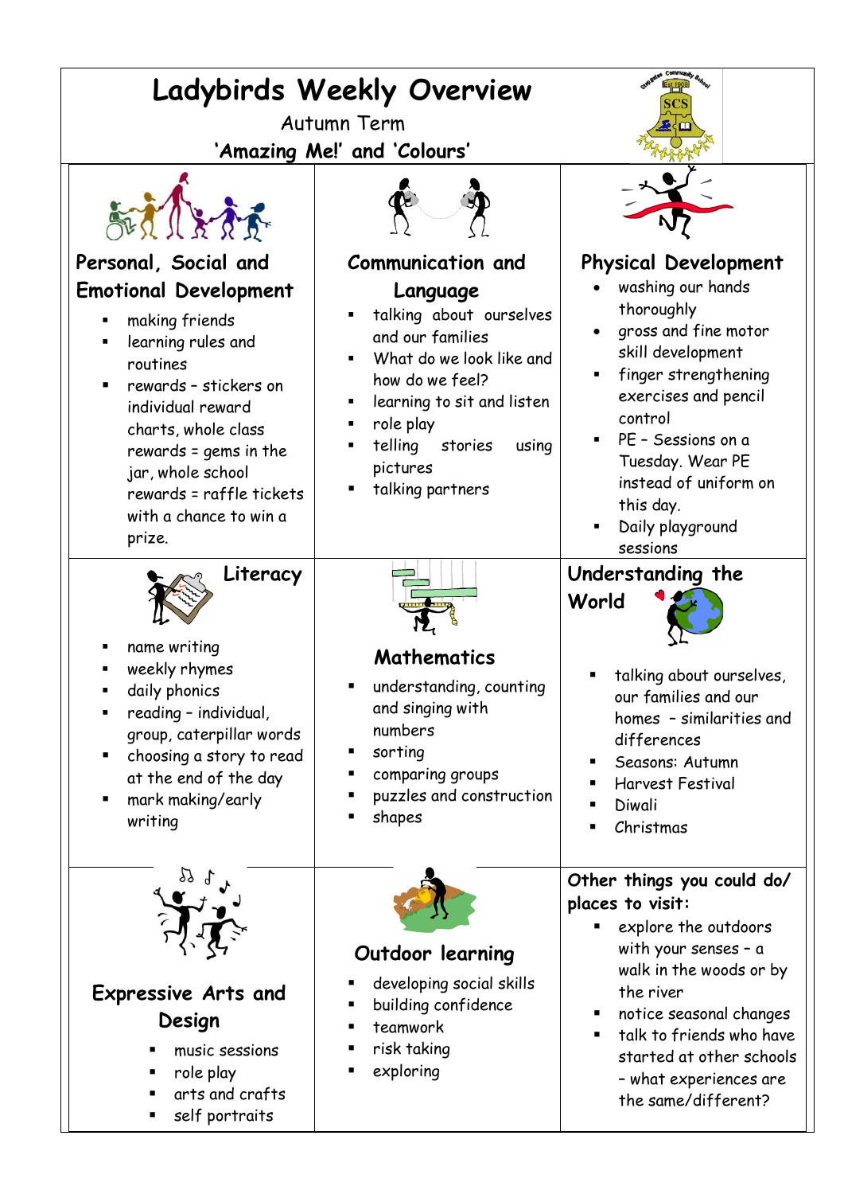# Ladybirds Weekly Overview

Autumn Term

**'Amazing Me!' and 'Colours'**

## Personal, Social and Emotional Development

- making friends
- learning rules and routines
- rewards – stickers on individual reward charts, whole class rewards = gems in the jar, whole school rewards = raffle tickets with a chance to win a prize.

## Communication and Language

- talking about ourselves and our families
- What do we look like and how do we feel?
- learning to sit and listen
- role play
- telling stories using pictures
- talking partners

## Physical Development

- washing our hands thoroughly
- gross and fine motor skill development
- finger strengthening exercises and pencil control
- PE – Sessions on a Tuesday. Wear PE instead of uniform on this day.
- Daily playground sessions

## Literacy

- name writing
- weekly rhymes
- daily phonics
- reading – individual, group, caterpillar words
- choosing a story to read at the end of the day
- mark making/early writing

## Mathematics

- understanding, counting and singing with numbers
- sorting
- comparing groups
- puzzles and construction
- shapes

## Understanding the World

- talking about ourselves, our families and our homes – similarities and differences
- Seasons: Autumn
- Harvest Festival
- Diwali
- Christmas

## Expressive Arts and Design

- music sessions
- role play
- arts and crafts
- self portraits

## Outdoor learning

- developing social skills
- building confidence
- teamwork
- risk taking
- exploring

## Other things you could do/ places to visit:

- explore the outdoors with your senses – a walk in the woods or by the river
- notice seasonal changes
- talk to friends who have started at other schools – what experiences are the same/different?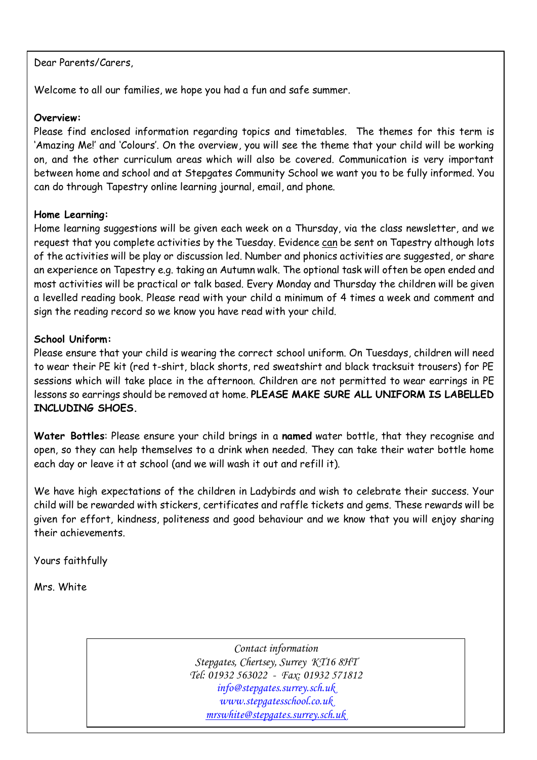Dear Parents/Carers,

Welcome to all our families, we hope you had a fun and safe summer.

**Overview:**
Please find enclosed information regarding topics and timetables. The themes for this term is 'Amazing Me!' and 'Colours'. On the overview, you will see the theme that your child will be working on, and the other curriculum areas which will also be covered. Communication is very important between home and school and at Stepgates Community School we want you to be fully informed. You can do through Tapestry online learning journal, email, and phone.

**Home Learning:**
Home learning suggestions will be given each week on a Thursday, via the class newsletter, and we request that you complete activities by the Tuesday. Evidence can be sent on Tapestry although lots of the activities will be play or discussion led. Number and phonics activities are suggested, or share an experience on Tapestry e.g. taking an Autumn walk. The optional task will often be open ended and most activities will be practical or talk based. Every Monday and Thursday the children will be given a levelled reading book. Please read with your child a minimum of 4 times a week and comment and sign the reading record so we know you have read with your child.

**School Uniform:**
Please ensure that your child is wearing the correct school uniform. On Tuesdays, children will need to wear their PE kit (red t-shirt, black shorts, red sweatshirt and black tracksuit trousers) for PE sessions which will take place in the afternoon. Children are not permitted to wear earrings in PE lessons so earrings should be removed at home. **PLEASE MAKE SURE ALL UNIFORM IS LABELLED INCLUDING SHOES.**

**Water Bottles**: Please ensure your child brings in a **named** water bottle, that they recognise and open, so they can help themselves to a drink when needed. They can take their water bottle home each day or leave it at school (and we will wash it out and refill it).

We have high expectations of the children in Ladybirds and wish to celebrate their success. Your child will be rewarded with stickers, certificates and raffle tickets and gems. These rewards will be given for effort, kindness, politeness and good behaviour and we know that you will enjoy sharing their achievements.

Yours faithfully

Mrs. White

*Contact information*
*Stepgates, Chertsey, Surrey KT16 8HT*
*Tel: 01932 563022 - Fax: 01932 571812*
*info@stepgates.surrey.sch.uk*
*www.stepgatesschool.co.uk*
*mrswhite@stepgates.surrey.sch.uk*